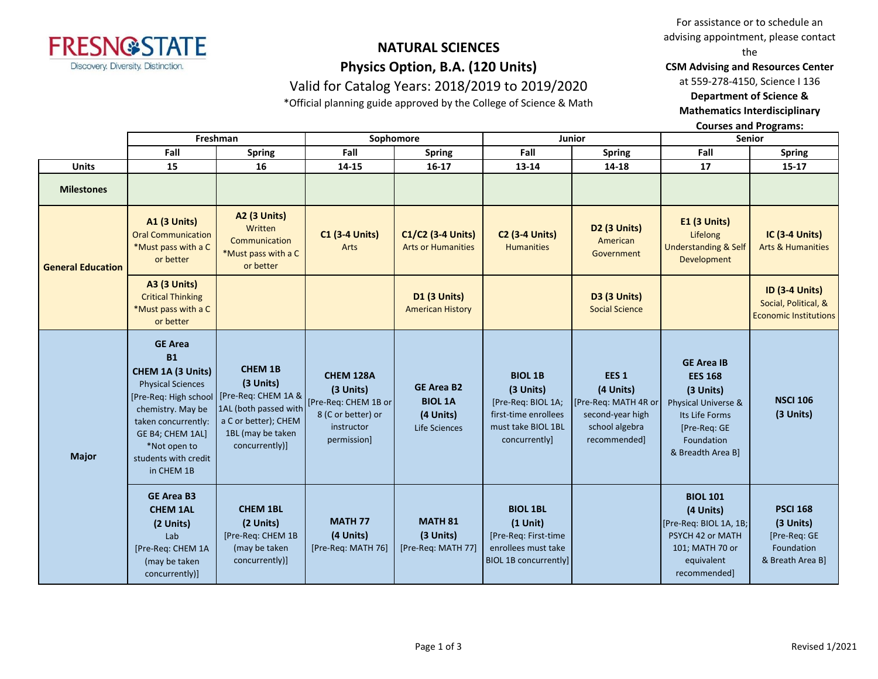FRESNO STATE
Discovery. Diversity. Distinction.

# NATURAL SCIENCES
## Physics Option, B.A. (120 Units)
### Valid for Catalog Years: 2018/2019 to 2019/2020
*Official planning guide approved by the College of Science & Math

For assistance or to schedule an advising appointment, please contact the **CSM Advising and Resources Center** at 559-278-4150, Science I 136 **Department of Science & Mathematics Interdisciplinary Courses and Programs:**

| | Freshman | | Sophomore | | Junior | | Senior | |
|---|---|---|---|---|---|---|---|---|
| | Fall | Spring | Fall | Spring | Fall | Spring | Fall | Spring |
| **Units** | 15 | 16 | 14-15 | 16-17 | 13-14 | 14-18 | 17 | 15-17 |
| **Milestones** | | | | | | | | |
| **General Education** | **A1 (3 Units)** Oral Communication *Must pass with a C or better | **A2 (3 Units)** Written Communication *Must pass with a C or better | **C1 (3-4 Units)** Arts | **C1/C2 (3-4 Units)** Arts or Humanities | **C2 (3-4 Units)** Humanities | **D2 (3 Units)** American Government | **E1 (3 Units)** Lifelong Understanding & Self Development | **IC (3-4 Units)** Arts & Humanities |
| | **A3 (3 Units)** Critical Thinking *Must pass with a C or better | | | **D1 (3 Units)** American History | | **D3 (3 Units)** Social Science | | **ID (3-4 Units)** Social, Political, & Economic Institutions |
| **Major** | **GE Area B1 CHEM 1A (3 Units)** Physical Sciences [Pre-Req: High school chemistry. May be taken concurrently: GE B4; CHEM 1AL] *Not open to students with credit in CHEM 1B | **CHEM 1B (3 Units)** [Pre-Req: CHEM 1A & 1AL (both passed with a C or better); CHEM 1BL (may be taken concurrently)] | **CHEM 128A (3 Units)** [Pre-Req: CHEM 1B or 8 (C or better) or instructor permission] | **GE Area B2 BIOL 1A (4 Units)** Life Sciences | **BIOL 1B (3 Units)** [Pre-Req: BIOL 1A; first-time enrollees must take BIOL 1BL concurrently] | **EES 1 (4 Units)** [Pre-Req: MATH 4R or second-year high school algebra recommended] | **GE Area IB EES 168 (3 Units)** Physical Universe & Its Life Forms [Pre-Req: GE Foundation & Breadth Area B] | **NSCI 106 (3 Units)** |
| | **GE Area B3 CHEM 1AL (2 Units)** Lab [Pre-Req: CHEM 1A (may be taken concurrently)] | **CHEM 1BL (2 Units)** [Pre-Req: CHEM 1B (may be taken concurrently)] | **MATH 77 (4 Units)** [Pre-Req: MATH 76] | **MATH 81 (3 Units)** [Pre-Req: MATH 77] | **BIOL 1BL (1 Unit)** [Pre-Req: First-time enrollees must take BIOL 1B concurrently] | | **BIOL 101 (4 Units)** [Pre-Req: BIOL 1A, 1B; PSYCH 42 or MATH 101; MATH 70 or equivalent recommended] | **PSCI 168 (3 Units)** [Pre-Req: GE Foundation & Breath Area B] |

Revised 1/2021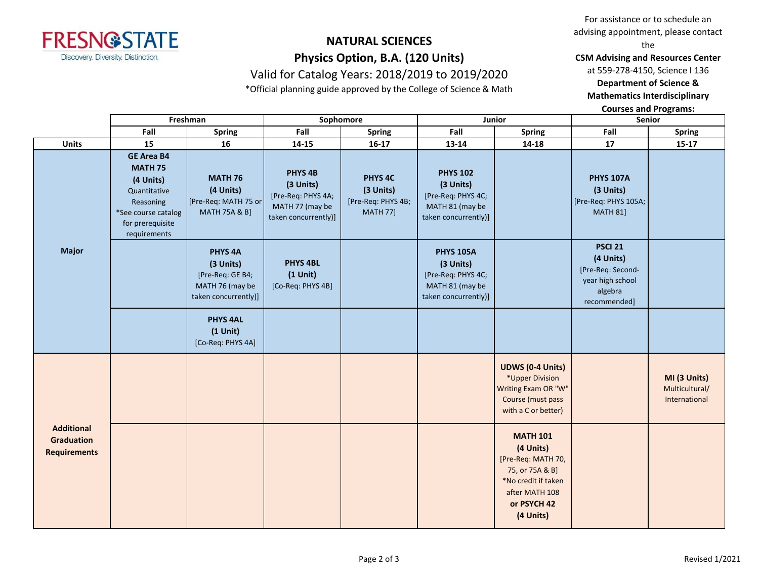# NATURAL SCIENCES

## Physics Option, B.A. (120 Units)

Valid for Catalog Years: 2018/2019 to 2019/2020

*Official planning guide approved by the College of Science & Math

For assistance or to schedule an advising appointment, please contact the **CSM Advising and Resources Center** at 559-278-4150, Science I 136 **Department of Science & Mathematics Interdisciplinary Courses and Programs:**

| | Freshman | | Sophomore | | Junior | | Senior | |
|---|---|---|---|---|---|---|---|---|
| | Fall | Spring | Fall | Spring | Fall | Spring | Fall | Spring |
| **Units** | 15 | 16 | 14-15 | 16-17 | 13-14 | 14-18 | 17 | 15-17 |
| **Major** | **GE Area B4 MATH 75 (4 Units)** Quantitative Reasoning *See course catalog for prerequisite requirements | **MATH 76 (4 Units)** [Pre-Req: MATH 75 or MATH 75A & B] | **PHYS 4B (3 Units)** [Pre-Req: PHYS 4A; MATH 77 (may be taken concurrently)] | **PHYS 4C (3 Units)** [Pre-Req: PHYS 4B; MATH 77] | **PHYS 102 (3 Units)** [Pre-Req: PHYS 4C; MATH 81 (may be taken concurrently)] | | **PHYS 107A (3 Units)** [Pre-Req: PHYS 105A; MATH 81] | |
| **Major** | | **PHYS 4A (3 Units)** [Pre-Req: GE B4; MATH 76 (may be taken concurrently)] | **PHYS 4BL (1 Unit)** [Co-Req: PHYS 4B] | | **PHYS 105A (3 Units)** [Pre-Req: PHYS 4C; MATH 81 (may be taken concurrently)] | | **PSCI 21 (4 Units)** [Pre-Req: Second-year high school algebra recommended] | |
| **Major** | | **PHYS 4AL (1 Unit)** [Co-Req: PHYS 4A] | | | | | | |
| **Additional Graduation Requirements** | | | | | | **UDWS (0-4 Units)** *Upper Division Writing Exam OR "W" Course (must pass with a C or better) | | **MI (3 Units)** Multicultural/ International |
| **Additional Graduation Requirements** | | | | | | **MATH 101 (4 Units)** [Pre-Req: MATH 70, 75, or 75A & B] *No credit if taken after MATH 108 **or PSYCH 42 (4 Units)** | | |

Revised 1/2021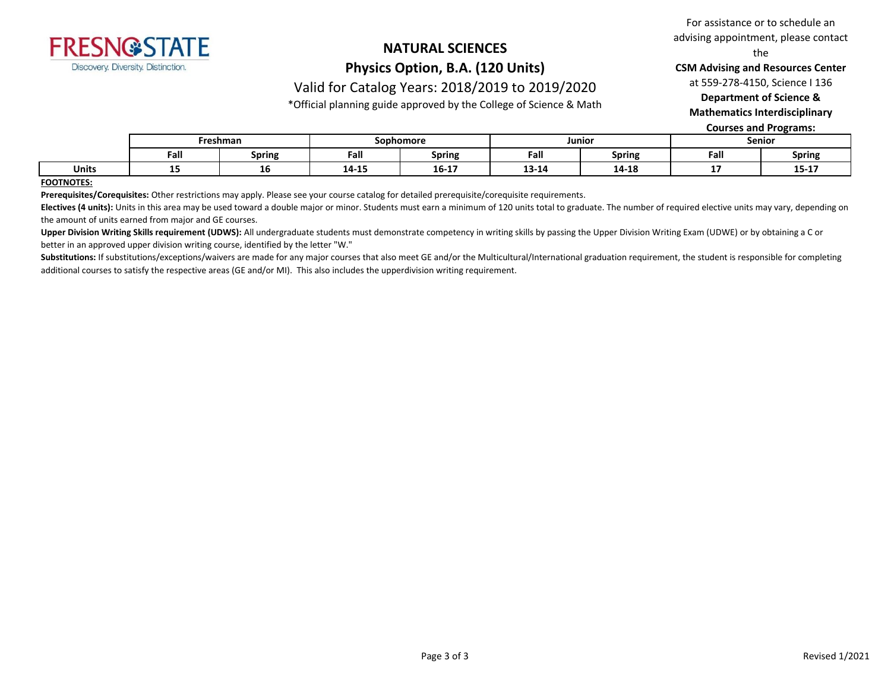# NATURAL SCIENCES

## Physics Option, B.A. (120 Units)

Valid for Catalog Years: 2018/2019 to 2019/2020

*Official planning guide approved by the College of Science & Math

For assistance or to schedule an advising appointment, please contact the **CSM Advising and Resources Center** at 559-278-4150, Science I 136

**Department of Science & Mathematics Interdisciplinary Courses and Programs:**

| | Freshman | | Sophomore | | Junior | | Senior | |
|---|---|---|---|---|---|---|---|---|
| | Fall | Spring | Fall | Spring | Fall | Spring | Fall | Spring |
| **Units** | 15 | 16 | 14-15 | 16-17 | 13-14 | 14-18 | 17 | 15-17 |

**FOOTNOTES:**

**Prerequisites/Corequisites:** Other restrictions may apply. Please see your course catalog for detailed prerequisite/corequisite requirements.

**Electives (4 units):** Units in this area may be used toward a double major or minor. Students must earn a minimum of 120 units total to graduate. The number of required elective units may vary, depending on the amount of units earned from major and GE courses.

**Upper Division Writing Skills requirement (UDWS):** All undergraduate students must demonstrate competency in writing skills by passing the Upper Division Writing Exam (UDWE) or by obtaining a C or better in an approved upper division writing course, identified by the letter "W."

**Substitutions:** If substitutions/exceptions/waivers are made for any major courses that also meet GE and/or the Multicultural/International graduation requirement, the student is responsible for completing additional courses to satisfy the respective areas (GE and/or MI). This also includes the upperdivision writing requirement.

Revised 1/2021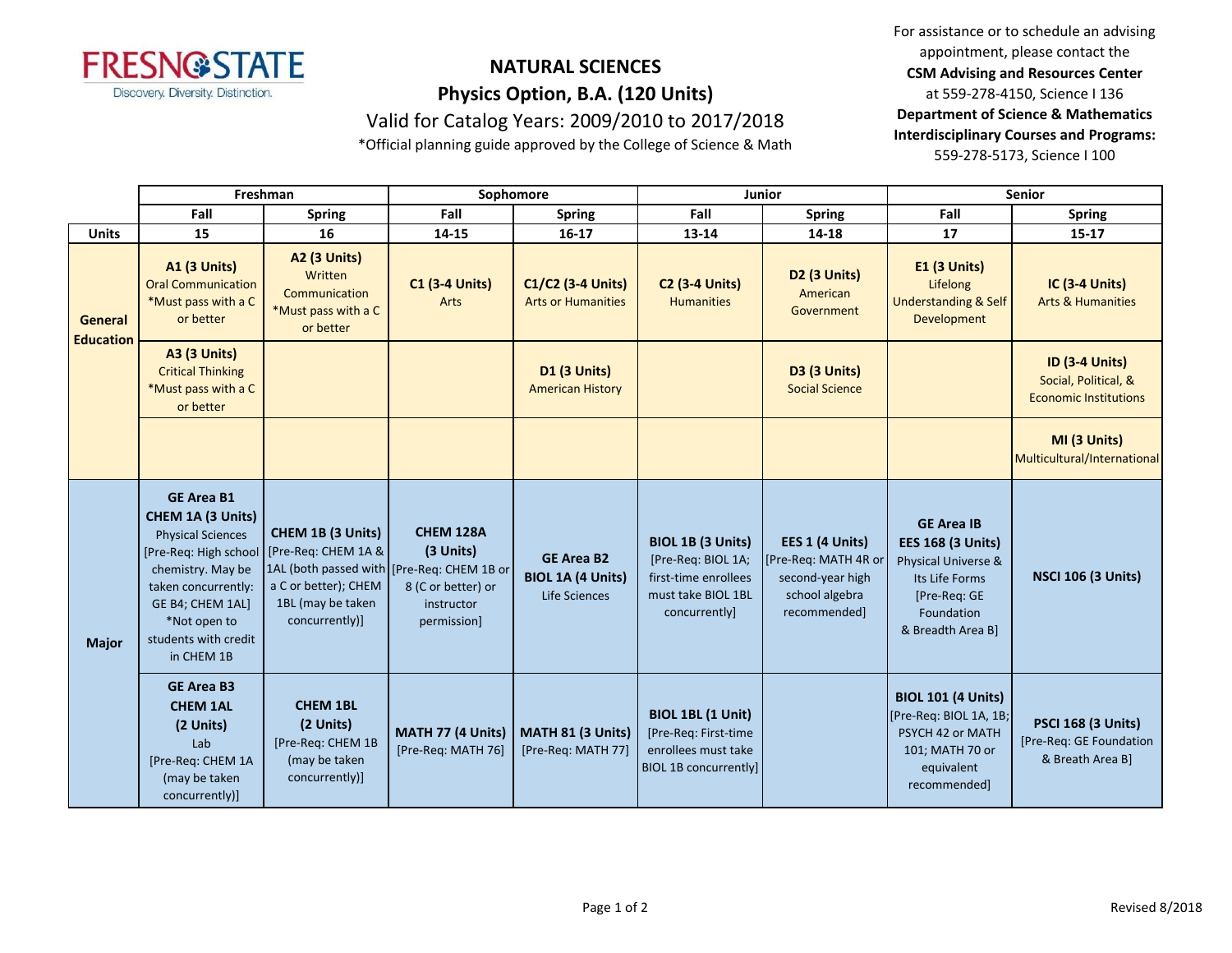# NATURAL SCIENCES

## Physics Option, B.A. (120 Units)

Valid for Catalog Years: 2009/2010 to 2017/2018

*Official planning guide approved by the College of Science & Math

For assistance or to schedule an advising appointment, please contact the **CSM Advising and Resources Center** at 559-278-4150, Science I 136

**Department of Science & Mathematics Interdisciplinary Courses and Programs:** 559-278-5173, Science I 100

| | Freshman | | Sophomore | | Junior | | Senior | |
|---|---|---|---|---|---|---|---|---|
| | Fall | Spring | Fall | Spring | Fall | Spring | Fall | Spring |
| **Units** | 15 | 16 | 14-15 | 16-17 | 13-14 | 14-18 | 17 | 15-17 |
| **General Education** | **A1 (3 Units)** Oral Communication *Must pass with a C or better | **A2 (3 Units)** Written Communication *Must pass with a C or better | **C1 (3-4 Units)** Arts | **C1/C2 (3-4 Units)** Arts or Humanities | **C2 (3-4 Units)** Humanities | **D2 (3 Units)** American Government | **E1 (3 Units)** Lifelong Understanding & Self Development | **IC (3-4 Units)** Arts & Humanities |
| | **A3 (3 Units)** Critical Thinking *Must pass with a C or better | | | **D1 (3 Units)** American History | | **D3 (3 Units)** Social Science | | **ID (3-4 Units)** Social, Political, & Economic Institutions |
| | | | | | | | | **MI (3 Units)** Multicultural/International |
| **Major** | **GE Area B1 CHEM 1A (3 Units)** Physical Sciences [Pre-Req: High school chemistry. May be taken concurrently: GE B4; CHEM 1AL] *Not open to students with credit in CHEM 1B | **CHEM 1B (3 Units)** [Pre-Req: CHEM 1A & 1AL (both passed with a C or better); CHEM 1BL (may be taken concurrently)] | **CHEM 128A (3 Units)** [Pre-Req: CHEM 1B or 8 (C or better) or instructor permission] | **GE Area B2 BIOL 1A (4 Units)** Life Sciences | **BIOL 1B (3 Units)** [Pre-Req: BIOL 1A; first-time enrollees must take BIOL 1BL concurrently] | **EES 1 (4 Units)** [Pre-Req: MATH 4R or second-year high school algebra recommended] | **GE Area IB EES 168 (3 Units)** Physical Universe & Its Life Forms [Pre-Req: GE Foundation & Breadth Area B] | **NSCI 106 (3 Units)** |
| | **GE Area B3 CHEM 1AL (2 Units)** Lab [Pre-Req: CHEM 1A (may be taken concurrently)] | **CHEM 1BL (2 Units)** [Pre-Req: CHEM 1B (may be taken concurrently)] | **MATH 77 (4 Units)** [Pre-Req: MATH 76] | **MATH 81 (3 Units)** [Pre-Req: MATH 77] | **BIOL 1BL (1 Unit)** [Pre-Req: First-time enrollees must take BIOL 1B concurrently] | | **BIOL 101 (4 Units)** [Pre-Req: BIOL 1A, 1B; PSYCH 42 or MATH 101; MATH 70 or equivalent recommended] | **PSCI 168 (3 Units)** [Pre-Req: GE Foundation & Breath Area B] |

Revised 8/2018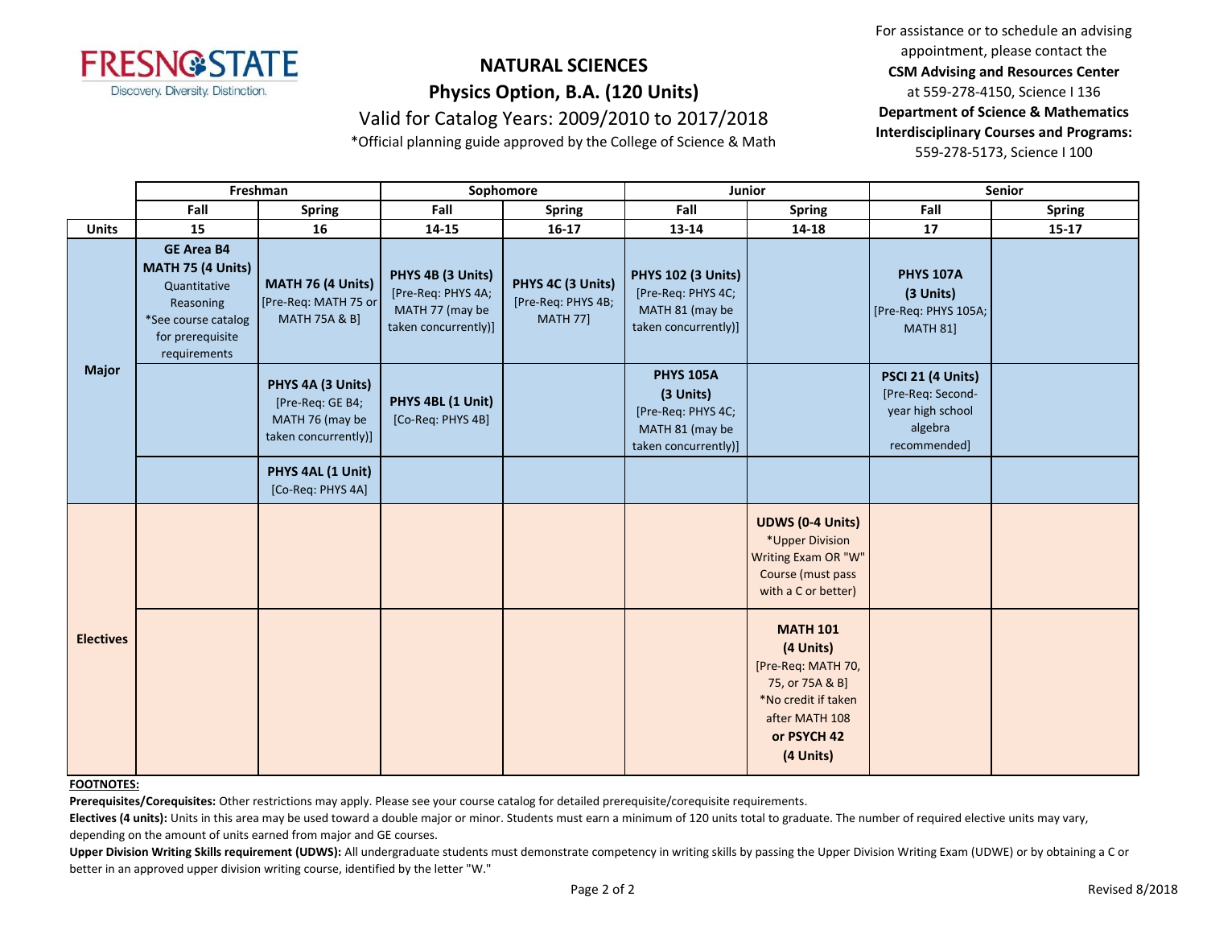NATURAL SCIENCES

**Physics Option, B.A. (120 Units)**

Valid for Catalog Years: 2009/2010 to 2017/2018

*Official planning guide approved by the College of Science & Math

For assistance or to schedule an advising appointment, please contact the **CSM Advising and Resources Center** at 559-278-4150, Science I 136

**Department of Science & Mathematics Interdisciplinary Courses and Programs:** 559-278-5173, Science I 100

| | Freshman | | Sophomore | | Junior | | Senior | |
|---|---|---|---|---|---|---|---|---|
| | Fall | Spring | Fall | Spring | Fall | Spring | Fall | Spring |
| **Units** | 15 | 16 | 14-15 | 16-17 | 13-14 | 14-18 | 17 | 15-17 |
| **Major** | **GE Area B4 MATH 75 (4 Units)** Quantitative Reasoning *See course catalog for prerequisite requirements | **MATH 76 (4 Units)** [Pre-Req: MATH 75 or MATH 75A & B] | **PHYS 4B (3 Units)** [Pre-Req: PHYS 4A; MATH 77 (may be taken concurrently)] | **PHYS 4C (3 Units)** [Pre-Req: PHYS 4B; MATH 77] | **PHYS 102 (3 Units)** [Pre-Req: PHYS 4C; MATH 81 (may be taken concurrently)] | | **PHYS 107A (3 Units)** [Pre-Req: PHYS 105A; MATH 81] | |
| | | **PHYS 4A (3 Units)** [Pre-Req: GE B4; MATH 76 (may be taken concurrently)] | **PHYS 4BL (1 Unit)** [Co-Req: PHYS 4B] | | **PHYS 105A (3 Units)** [Pre-Req: PHYS 4C; MATH 81 (may be taken concurrently)] | | **PSCI 21 (4 Units)** [Pre-Req: Second-year high school algebra recommended] | |
| | | **PHYS 4AL (1 Unit)** [Co-Req: PHYS 4A] | | | | | | |
| **Electives** | | | | | | **UDWS (0-4 Units)** *Upper Division Writing Exam OR "W" Course (must pass with a C or better) | | |
| | | | | | | **MATH 101 (4 Units)** [Pre-Req: MATH 70, 75, or 75A & B] *No credit if taken after MATH 108 **or PSYCH 42 (4 Units)** | | |

**FOOTNOTES:**

**Prerequisites/Corequisites:** Other restrictions may apply. Please see your course catalog for detailed prerequisite/corequisite requirements.

**Electives (4 units):** Units in this area may be used toward a double major or minor. Students must earn a minimum of 120 units total to graduate. The number of required elective units may vary, depending on the amount of units earned from major and GE courses.

**Upper Division Writing Skills requirement (UDWS):** All undergraduate students must demonstrate competency in writing skills by passing the Upper Division Writing Exam (UDWE) or by obtaining a C or better in an approved upper division writing course, identified by the letter "W."

Revised 8/2018